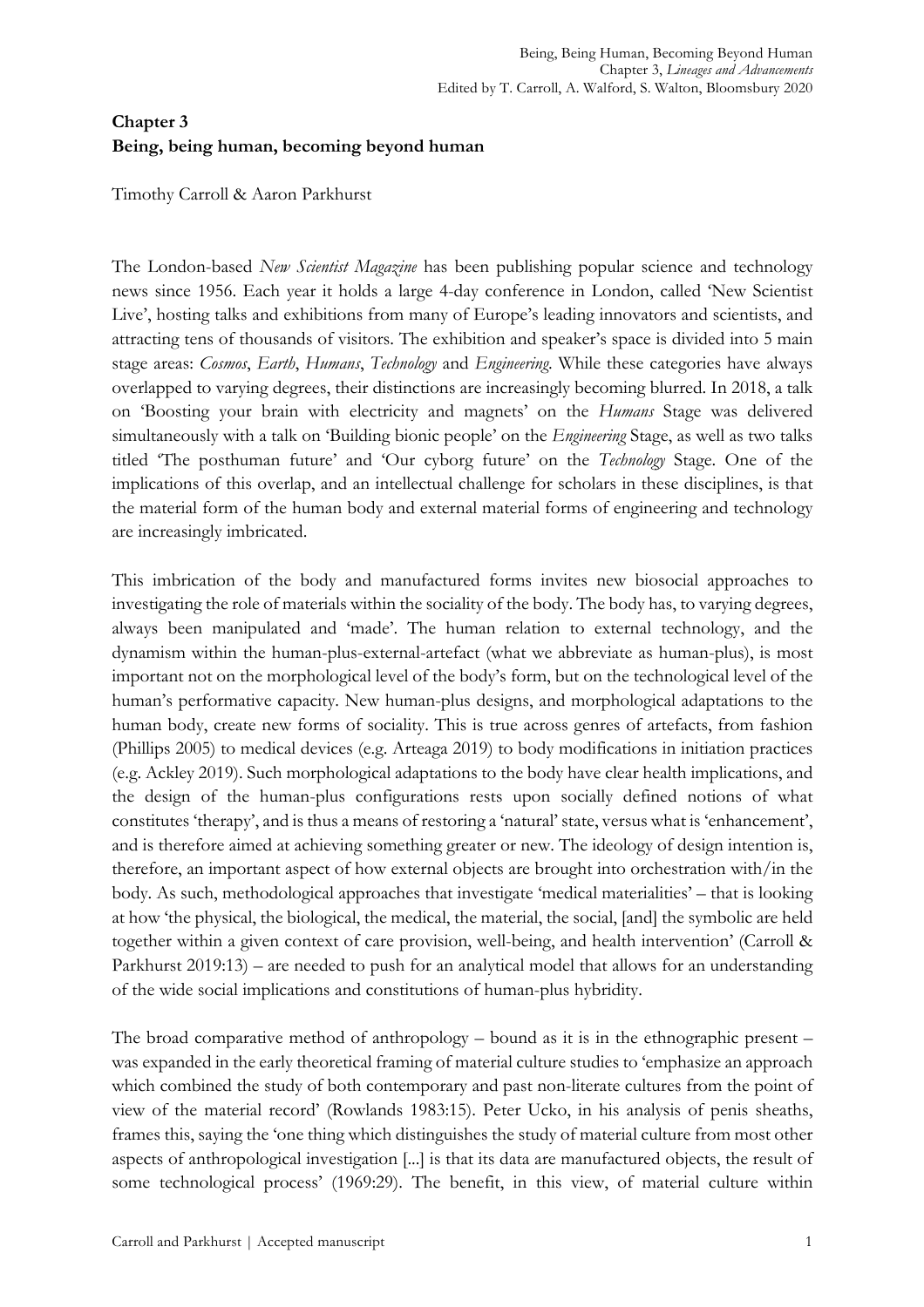# Chapter 3
## Being, being human, becoming beyond human

Timothy Carroll & Aaron Parkhurst

The London-based *New Scientist Magazine* has been publishing popular science and technology news since 1956. Each year it holds a large 4-day conference in London, called 'New Scientist Live', hosting talks and exhibitions from many of Europe's leading innovators and scientists, and attracting tens of thousands of visitors. The exhibition and speaker's space is divided into 5 main stage areas: *Cosmos*, *Earth*, *Humans*, *Technology* and *Engineering*. While these categories have always overlapped to varying degrees, their distinctions are increasingly becoming blurred. In 2018, a talk on 'Boosting your brain with electricity and magnets' on the *Humans* Stage was delivered simultaneously with a talk on 'Building bionic people' on the *Engineering* Stage, as well as two talks titled 'The posthuman future' and 'Our cyborg future' on the *Technology* Stage. One of the implications of this overlap, and an intellectual challenge for scholars in these disciplines, is that the material form of the human body and external material forms of engineering and technology are increasingly imbricated.

This imbrication of the body and manufactured forms invites new biosocial approaches to investigating the role of materials within the sociality of the body. The body has, to varying degrees, always been manipulated and 'made'. The human relation to external technology, and the dynamism within the human-plus-external-artefact (what we abbreviate as human-plus), is most important not on the morphological level of the body's form, but on the technological level of the human's performative capacity. New human-plus designs, and morphological adaptations to the human body, create new forms of sociality. This is true across genres of artefacts, from fashion (Phillips 2005) to medical devices (e.g. Arteaga 2019) to body modifications in initiation practices (e.g. Ackley 2019). Such morphological adaptations to the body have clear health implications, and the design of the human-plus configurations rests upon socially defined notions of what constitutes 'therapy', and is thus a means of restoring a 'natural' state, versus what is 'enhancement', and is therefore aimed at achieving something greater or new. The ideology of design intention is, therefore, an important aspect of how external objects are brought into orchestration with/in the body. As such, methodological approaches that investigate 'medical materialities' – that is looking at how 'the physical, the biological, the medical, the material, the social, [and] the symbolic are held together within a given context of care provision, well-being, and health intervention' (Carroll & Parkhurst 2019:13) – are needed to push for an analytical model that allows for an understanding of the wide social implications and constitutions of human-plus hybridity.

The broad comparative method of anthropology – bound as it is in the ethnographic present – was expanded in the early theoretical framing of material culture studies to 'emphasize an approach which combined the study of both contemporary and past non-literate cultures from the point of view of the material record' (Rowlands 1983:15). Peter Ucko, in his analysis of penis sheaths, frames this, saying the 'one thing which distinguishes the study of material culture from most other aspects of anthropological investigation [...] is that its data are manufactured objects, the result of some technological process' (1969:29). The benefit, in this view, of material culture within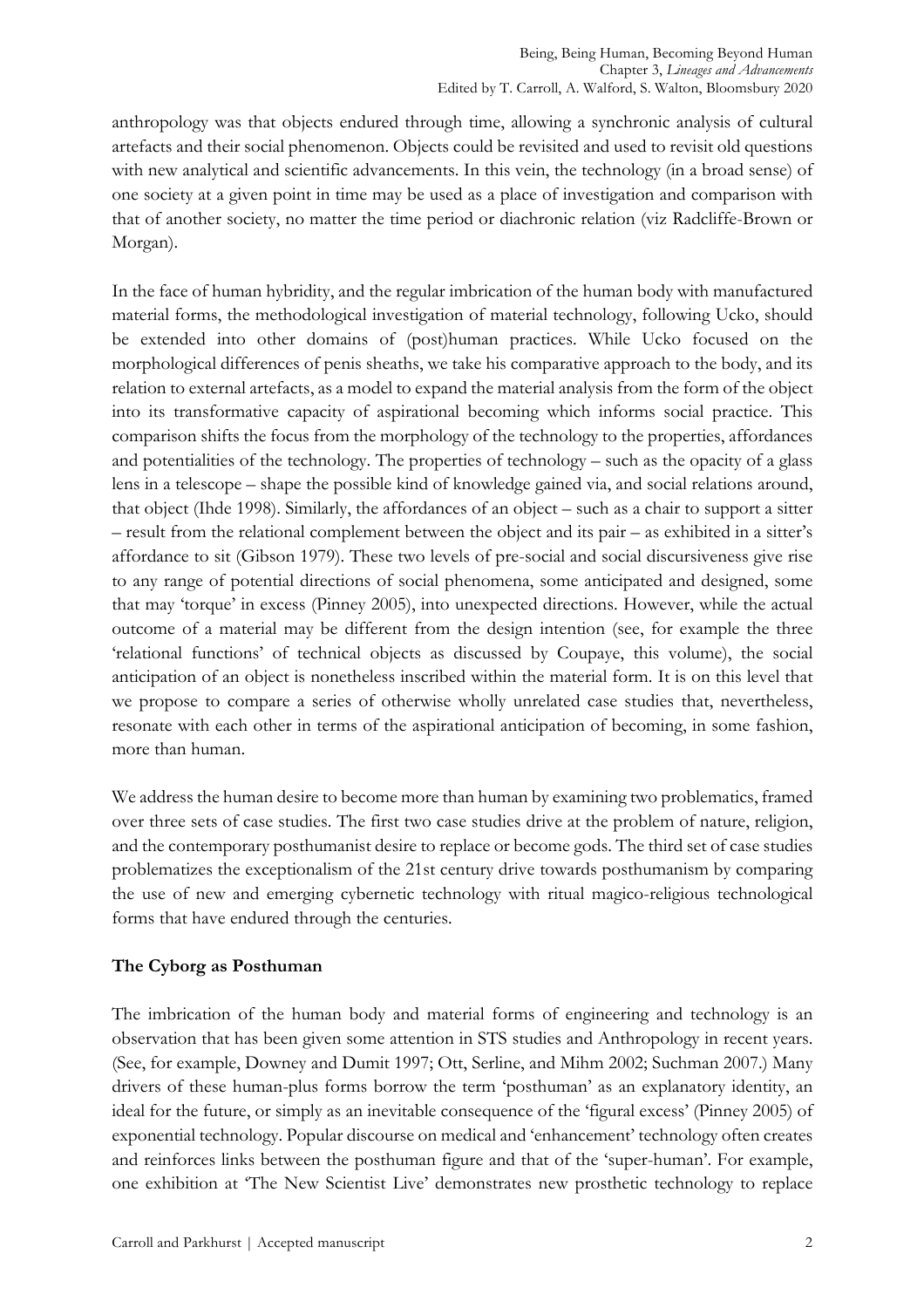anthropology was that objects endured through time, allowing a synchronic analysis of cultural artefacts and their social phenomenon. Objects could be revisited and used to revisit old questions with new analytical and scientific advancements. In this vein, the technology (in a broad sense) of one society at a given point in time may be used as a place of investigation and comparison with that of another society, no matter the time period or diachronic relation (viz Radcliffe-Brown or Morgan).

In the face of human hybridity, and the regular imbrication of the human body with manufactured material forms, the methodological investigation of material technology, following Ucko, should be extended into other domains of (post)human practices. While Ucko focused on the morphological differences of penis sheaths, we take his comparative approach to the body, and its relation to external artefacts, as a model to expand the material analysis from the form of the object into its transformative capacity of aspirational becoming which informs social practice. This comparison shifts the focus from the morphology of the technology to the properties, affordances and potentialities of the technology. The properties of technology – such as the opacity of a glass lens in a telescope – shape the possible kind of knowledge gained via, and social relations around, that object (Ihde 1998). Similarly, the affordances of an object – such as a chair to support a sitter – result from the relational complement between the object and its pair – as exhibited in a sitter's affordance to sit (Gibson 1979). These two levels of pre-social and social discursiveness give rise to any range of potential directions of social phenomena, some anticipated and designed, some that may 'torque' in excess (Pinney 2005), into unexpected directions. However, while the actual outcome of a material may be different from the design intention (see, for example the three 'relational functions' of technical objects as discussed by Coupaye, this volume), the social anticipation of an object is nonetheless inscribed within the material form. It is on this level that we propose to compare a series of otherwise wholly unrelated case studies that, nevertheless, resonate with each other in terms of the aspirational anticipation of becoming, in some fashion, more than human.

We address the human desire to become more than human by examining two problematics, framed over three sets of case studies. The first two case studies drive at the problem of nature, religion, and the contemporary posthumanist desire to replace or become gods. The third set of case studies problematizes the exceptionalism of the 21st century drive towards posthumanism by comparing the use of new and emerging cybernetic technology with ritual magico-religious technological forms that have endured through the centuries.

## The Cyborg as Posthuman

The imbrication of the human body and material forms of engineering and technology is an observation that has been given some attention in STS studies and Anthropology in recent years. (See, for example, Downey and Dumit 1997; Ott, Serline, and Mihm 2002; Suchman 2007.) Many drivers of these human-plus forms borrow the term 'posthuman' as an explanatory identity, an ideal for the future, or simply as an inevitable consequence of the 'figural excess' (Pinney 2005) of exponential technology. Popular discourse on medical and 'enhancement' technology often creates and reinforces links between the posthuman figure and that of the 'super-human'. For example, one exhibition at 'The New Scientist Live' demonstrates new prosthetic technology to replace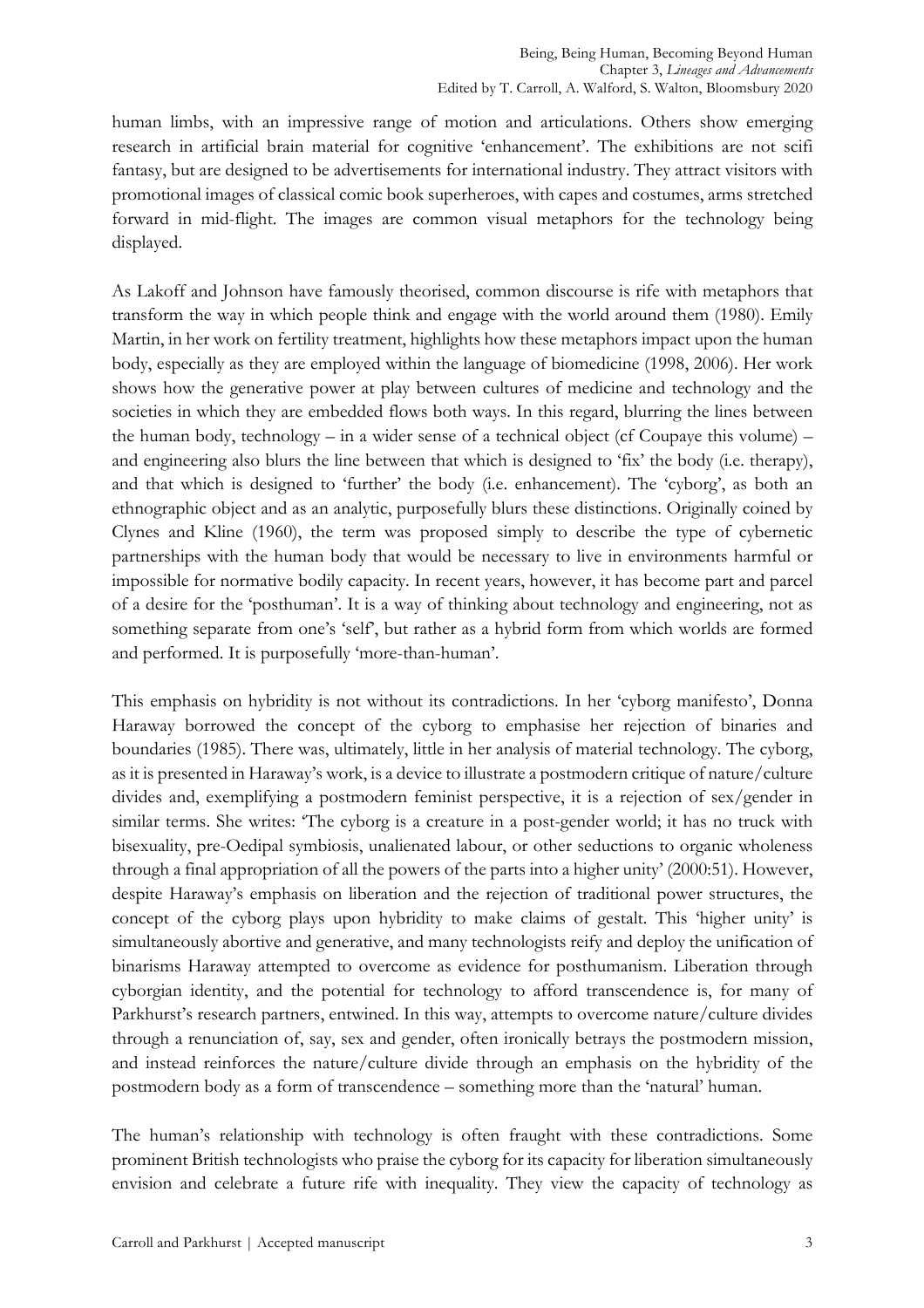human limbs, with an impressive range of motion and articulations. Others show emerging research in artificial brain material for cognitive 'enhancement'. The exhibitions are not scifi fantasy, but are designed to be advertisements for international industry. They attract visitors with promotional images of classical comic book superheroes, with capes and costumes, arms stretched forward in mid-flight. The images are common visual metaphors for the technology being displayed.

As Lakoff and Johnson have famously theorised, common discourse is rife with metaphors that transform the way in which people think and engage with the world around them (1980). Emily Martin, in her work on fertility treatment, highlights how these metaphors impact upon the human body, especially as they are employed within the language of biomedicine (1998, 2006). Her work shows how the generative power at play between cultures of medicine and technology and the societies in which they are embedded flows both ways. In this regard, blurring the lines between the human body, technology – in a wider sense of a technical object (cf Coupaye this volume) – and engineering also blurs the line between that which is designed to 'fix' the body (i.e. therapy), and that which is designed to 'further' the body (i.e. enhancement). The 'cyborg', as both an ethnographic object and as an analytic, purposefully blurs these distinctions. Originally coined by Clynes and Kline (1960), the term was proposed simply to describe the type of cybernetic partnerships with the human body that would be necessary to live in environments harmful or impossible for normative bodily capacity. In recent years, however, it has become part and parcel of a desire for the 'posthuman'. It is a way of thinking about technology and engineering, not as something separate from one's 'self', but rather as a hybrid form from which worlds are formed and performed. It is purposefully 'more-than-human'.

This emphasis on hybridity is not without its contradictions. In her 'cyborg manifesto', Donna Haraway borrowed the concept of the cyborg to emphasise her rejection of binaries and boundaries (1985). There was, ultimately, little in her analysis of material technology. The cyborg, as it is presented in Haraway's work, is a device to illustrate a postmodern critique of nature/culture divides and, exemplifying a postmodern feminist perspective, it is a rejection of sex/gender in similar terms. She writes: 'The cyborg is a creature in a post-gender world; it has no truck with bisexuality, pre-Oedipal symbiosis, unalienated labour, or other seductions to organic wholeness through a final appropriation of all the powers of the parts into a higher unity' (2000:51). However, despite Haraway's emphasis on liberation and the rejection of traditional power structures, the concept of the cyborg plays upon hybridity to make claims of gestalt. This 'higher unity' is simultaneously abortive and generative, and many technologists reify and deploy the unification of binarisms Haraway attempted to overcome as evidence for posthumanism. Liberation through cyborgian identity, and the potential for technology to afford transcendence is, for many of Parkhurst's research partners, entwined. In this way, attempts to overcome nature/culture divides through a renunciation of, say, sex and gender, often ironically betrays the postmodern mission, and instead reinforces the nature/culture divide through an emphasis on the hybridity of the postmodern body as a form of transcendence – something more than the 'natural' human.

The human's relationship with technology is often fraught with these contradictions. Some prominent British technologists who praise the cyborg for its capacity for liberation simultaneously envision and celebrate a future rife with inequality. They view the capacity of technology as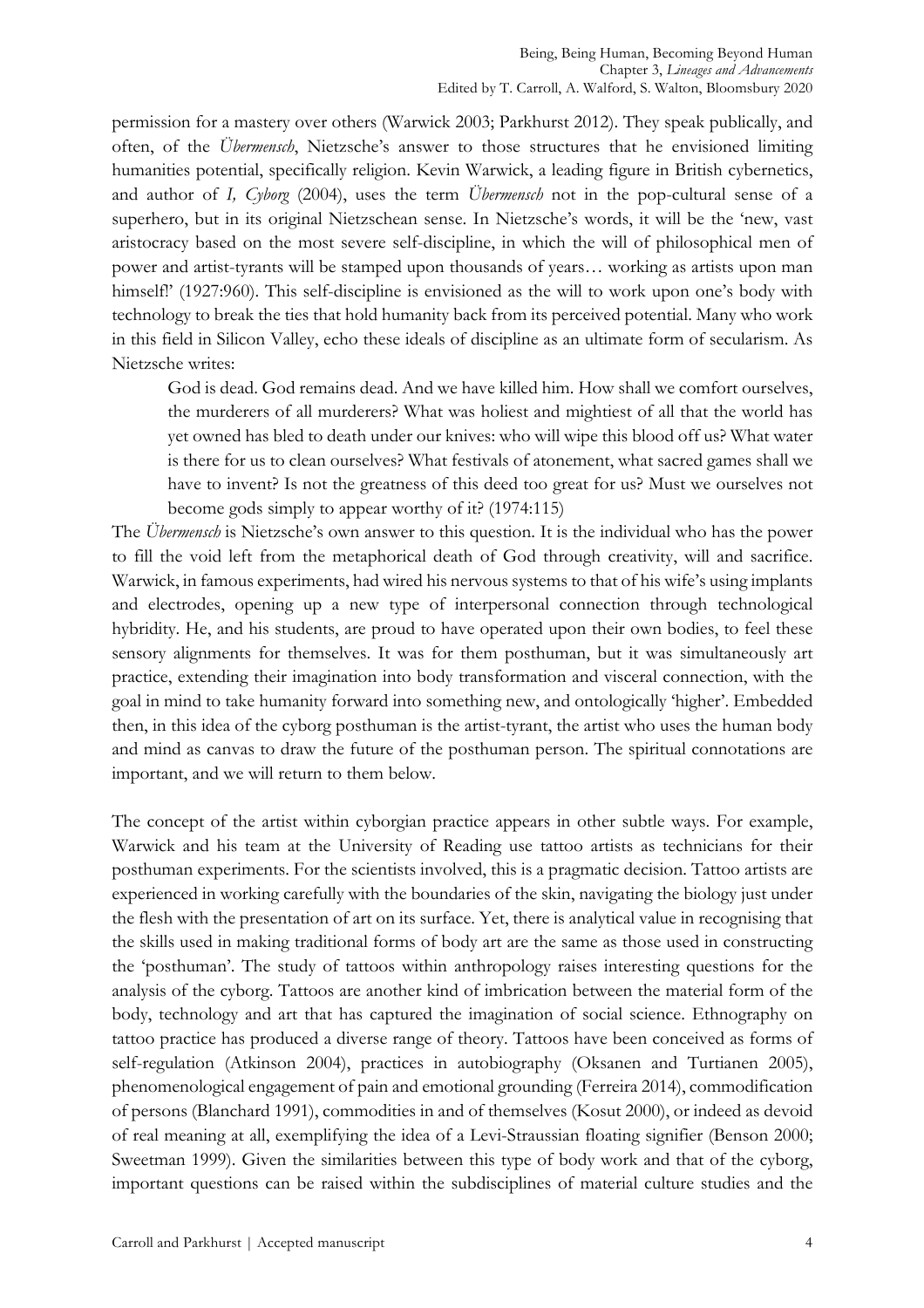permission for a mastery over others (Warwick 2003; Parkhurst 2012). They speak publically, and often, of the *Übermensch*, Nietzsche's answer to those structures that he envisioned limiting humanities potential, specifically religion. Kevin Warwick, a leading figure in British cybernetics, and author of *I, Cyborg* (2004), uses the term *Übermensch* not in the pop-cultural sense of a superhero, but in its original Nietzschean sense. In Nietzsche's words, it will be the 'new, vast aristocracy based on the most severe self-discipline, in which the will of philosophical men of power and artist-tyrants will be stamped upon thousands of years… working as artists upon man himself!' (1927:960). This self-discipline is envisioned as the will to work upon one's body with technology to break the ties that hold humanity back from its perceived potential. Many who work in this field in Silicon Valley, echo these ideals of discipline as an ultimate form of secularism. As Nietzsche writes:

> God is dead. God remains dead. And we have killed him. How shall we comfort ourselves, the murderers of all murderers? What was holiest and mightiest of all that the world has yet owned has bled to death under our knives: who will wipe this blood off us? What water is there for us to clean ourselves? What festivals of atonement, what sacred games shall we have to invent? Is not the greatness of this deed too great for us? Must we ourselves not become gods simply to appear worthy of it? (1974:115)

The *Übermensch* is Nietzsche's own answer to this question. It is the individual who has the power to fill the void left from the metaphorical death of God through creativity, will and sacrifice. Warwick, in famous experiments, had wired his nervous systems to that of his wife's using implants and electrodes, opening up a new type of interpersonal connection through technological hybridity. He, and his students, are proud to have operated upon their own bodies, to feel these sensory alignments for themselves. It was for them posthuman, but it was simultaneously art practice, extending their imagination into body transformation and visceral connection, with the goal in mind to take humanity forward into something new, and ontologically 'higher'. Embedded then, in this idea of the cyborg posthuman is the artist-tyrant, the artist who uses the human body and mind as canvas to draw the future of the posthuman person. The spiritual connotations are important, and we will return to them below.

The concept of the artist within cyborgian practice appears in other subtle ways. For example, Warwick and his team at the University of Reading use tattoo artists as technicians for their posthuman experiments. For the scientists involved, this is a pragmatic decision. Tattoo artists are experienced in working carefully with the boundaries of the skin, navigating the biology just under the flesh with the presentation of art on its surface. Yet, there is analytical value in recognising that the skills used in making traditional forms of body art are the same as those used in constructing the 'posthuman'. The study of tattoos within anthropology raises interesting questions for the analysis of the cyborg. Tattoos are another kind of imbrication between the material form of the body, technology and art that has captured the imagination of social science. Ethnography on tattoo practice has produced a diverse range of theory. Tattoos have been conceived as forms of self-regulation (Atkinson 2004), practices in autobiography (Oksanen and Turtianen 2005), phenomenological engagement of pain and emotional grounding (Ferreira 2014), commodification of persons (Blanchard 1991), commodities in and of themselves (Kosut 2000), or indeed as devoid of real meaning at all, exemplifying the idea of a Levi-Straussian floating signifier (Benson 2000; Sweetman 1999). Given the similarities between this type of body work and that of the cyborg, important questions can be raised within the subdisciplines of material culture studies and the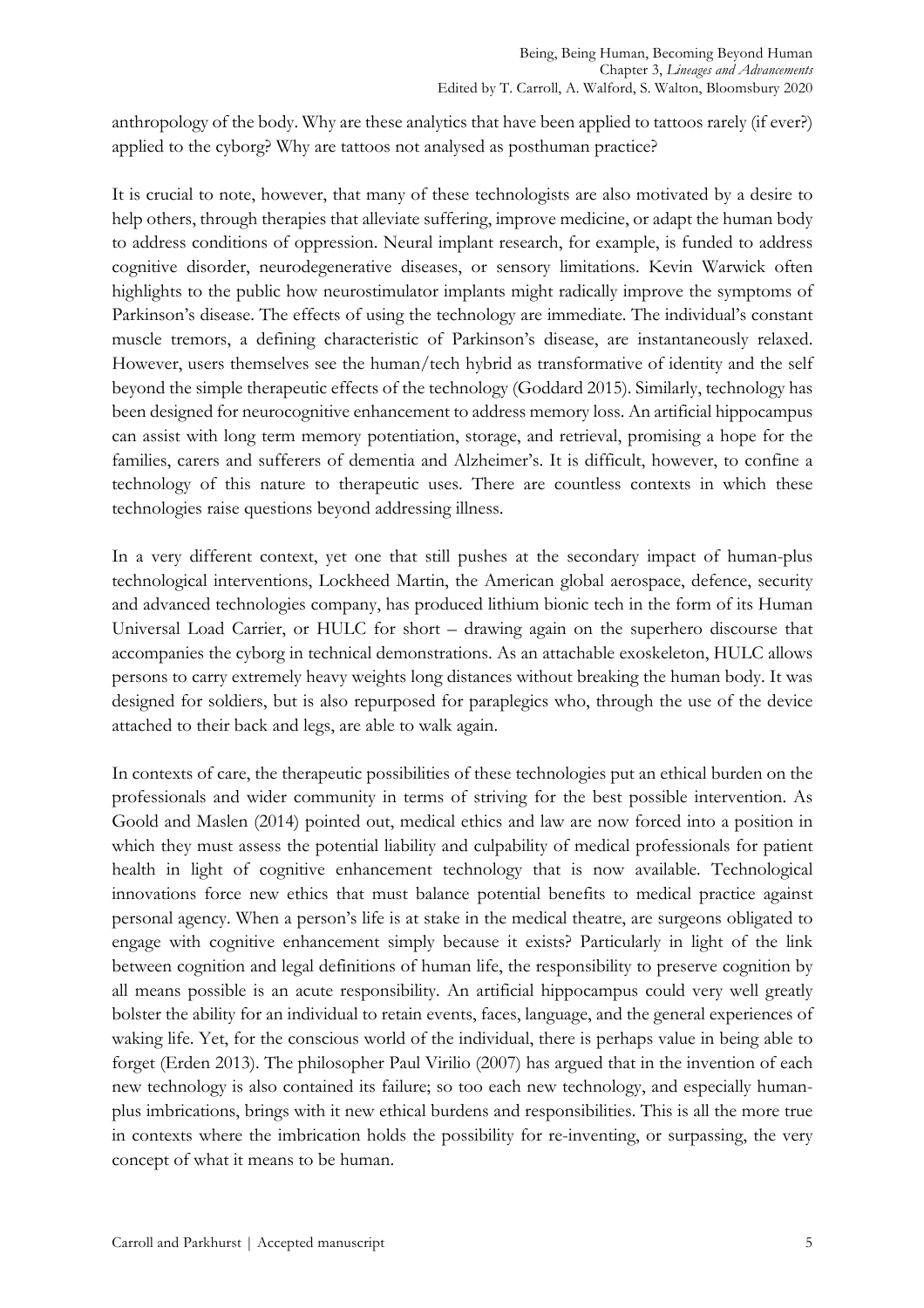anthropology of the body. Why are these analytics that have been applied to tattoos rarely (if ever?) applied to the cyborg? Why are tattoos not analysed as posthuman practice?

It is crucial to note, however, that many of these technologists are also motivated by a desire to help others, through therapies that alleviate suffering, improve medicine, or adapt the human body to address conditions of oppression. Neural implant research, for example, is funded to address cognitive disorder, neurodegenerative diseases, or sensory limitations. Kevin Warwick often highlights to the public how neurostimulator implants might radically improve the symptoms of Parkinson's disease. The effects of using the technology are immediate. The individual's constant muscle tremors, a defining characteristic of Parkinson's disease, are instantaneously relaxed. However, users themselves see the human/tech hybrid as transformative of identity and the self beyond the simple therapeutic effects of the technology (Goddard 2015). Similarly, technology has been designed for neurocognitive enhancement to address memory loss. An artificial hippocampus can assist with long term memory potentiation, storage, and retrieval, promising a hope for the families, carers and sufferers of dementia and Alzheimer's. It is difficult, however, to confine a technology of this nature to therapeutic uses. There are countless contexts in which these technologies raise questions beyond addressing illness.

In a very different context, yet one that still pushes at the secondary impact of human-plus technological interventions, Lockheed Martin, the American global aerospace, defence, security and advanced technologies company, has produced lithium bionic tech in the form of its Human Universal Load Carrier, or HULC for short – drawing again on the superhero discourse that accompanies the cyborg in technical demonstrations. As an attachable exoskeleton, HULC allows persons to carry extremely heavy weights long distances without breaking the human body. It was designed for soldiers, but is also repurposed for paraplegics who, through the use of the device attached to their back and legs, are able to walk again.

In contexts of care, the therapeutic possibilities of these technologies put an ethical burden on the professionals and wider community in terms of striving for the best possible intervention. As Goold and Maslen (2014) pointed out, medical ethics and law are now forced into a position in which they must assess the potential liability and culpability of medical professionals for patient health in light of cognitive enhancement technology that is now available. Technological innovations force new ethics that must balance potential benefits to medical practice against personal agency. When a person's life is at stake in the medical theatre, are surgeons obligated to engage with cognitive enhancement simply because it exists? Particularly in light of the link between cognition and legal definitions of human life, the responsibility to preserve cognition by all means possible is an acute responsibility. An artificial hippocampus could very well greatly bolster the ability for an individual to retain events, faces, language, and the general experiences of waking life. Yet, for the conscious world of the individual, there is perhaps value in being able to forget (Erden 2013). The philosopher Paul Virilio (2007) has argued that in the invention of each new technology is also contained its failure; so too each new technology, and especially human-plus imbrications, brings with it new ethical burdens and responsibilities. This is all the more true in contexts where the imbrication holds the possibility for re-inventing, or surpassing, the very concept of what it means to be human.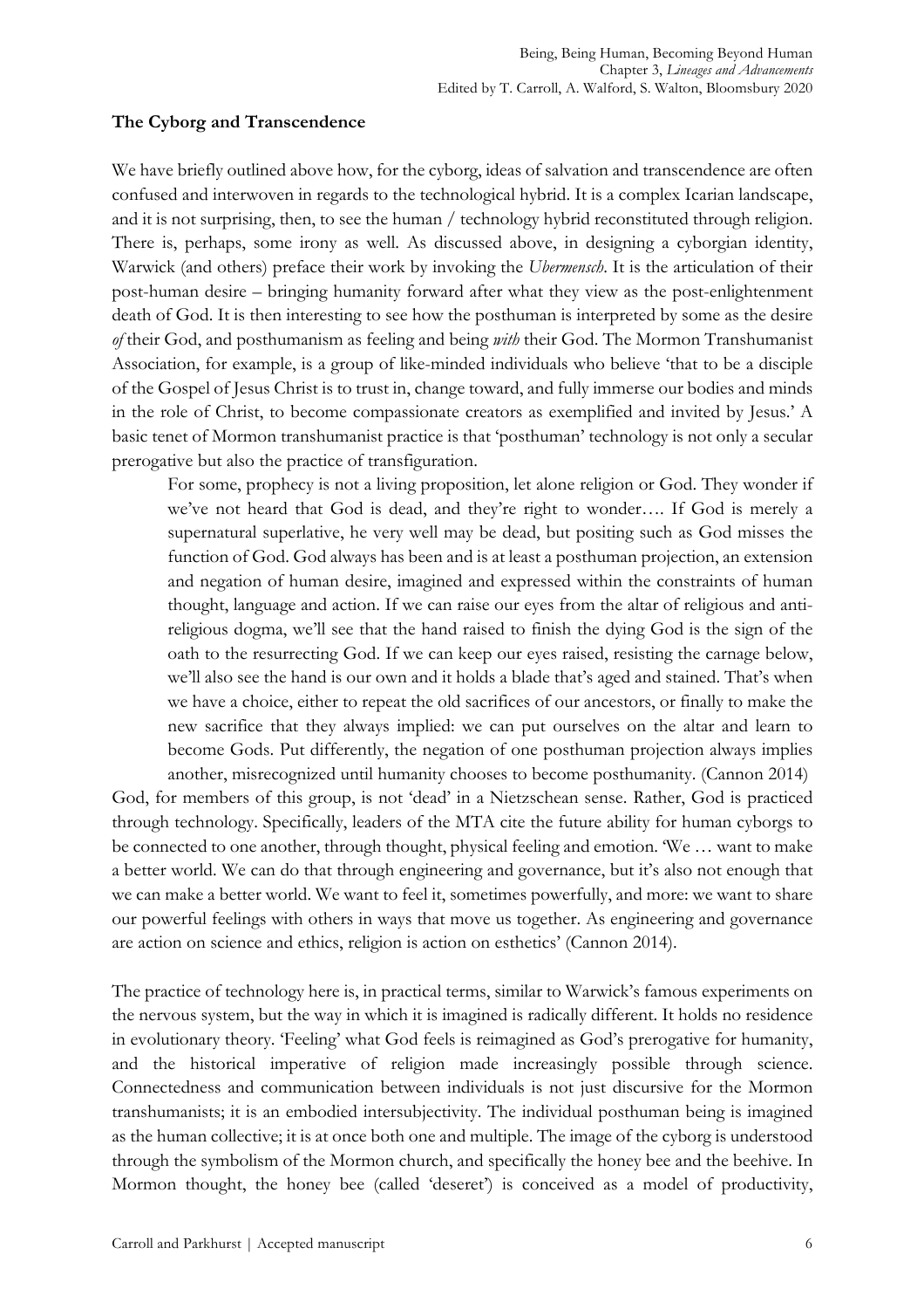### **The Cyborg and Transcendence**

We have briefly outlined above how, for the cyborg, ideas of salvation and transcendence are often confused and interwoven in regards to the technological hybrid. It is a complex Icarian landscape, and it is not surprising, then, to see the human / technology hybrid reconstituted through religion. There is, perhaps, some irony as well. As discussed above, in designing a cyborgian identity, Warwick (and others) preface their work by invoking the *Ubermensch*. It is the articulation of their post-human desire – bringing humanity forward after what they view as the post-enlightenment death of God. It is then interesting to see how the posthuman is interpreted by some as the desire *of* their God, and posthumanism as feeling and being *with* their God. The Mormon Transhumanist Association, for example, is a group of like-minded individuals who believe 'that to be a disciple of the Gospel of Jesus Christ is to trust in, change toward, and fully immerse our bodies and minds in the role of Christ, to become compassionate creators as exemplified and invited by Jesus.' A basic tenet of Mormon transhumanist practice is that 'posthuman' technology is not only a secular prerogative but also the practice of transfiguration.

> For some, prophecy is not a living proposition, let alone religion or God. They wonder if we've not heard that God is dead, and they're right to wonder…. If God is merely a supernatural superlative, he very well may be dead, but positing such as God misses the function of God. God always has been and is at least a posthuman projection, an extension and negation of human desire, imagined and expressed within the constraints of human thought, language and action. If we can raise our eyes from the altar of religious and anti-religious dogma, we'll see that the hand raised to finish the dying God is the sign of the oath to the resurrecting God. If we can keep our eyes raised, resisting the carnage below, we'll also see the hand is our own and it holds a blade that's aged and stained. That's when we have a choice, either to repeat the old sacrifices of our ancestors, or finally to make the new sacrifice that they always implied: we can put ourselves on the altar and learn to become Gods. Put differently, the negation of one posthuman projection always implies another, misrecognized until humanity chooses to become posthumanity. (Cannon 2014)

God, for members of this group, is not 'dead' in a Nietzschean sense. Rather, God is practiced through technology. Specifically, leaders of the MTA cite the future ability for human cyborgs to be connected to one another, through thought, physical feeling and emotion. 'We … want to make a better world. We can do that through engineering and governance, but it's also not enough that we can make a better world. We want to feel it, sometimes powerfully, and more: we want to share our powerful feelings with others in ways that move us together. As engineering and governance are action on science and ethics, religion is action on esthetics' (Cannon 2014).

The practice of technology here is, in practical terms, similar to Warwick's famous experiments on the nervous system, but the way in which it is imagined is radically different. It holds no residence in evolutionary theory. 'Feeling' what God feels is reimagined as God's prerogative for humanity, and the historical imperative of religion made increasingly possible through science. Connectedness and communication between individuals is not just discursive for the Mormon transhumanists; it is an embodied intersubjectivity. The individual posthuman being is imagined as the human collective; it is at once both one and multiple. The image of the cyborg is understood through the symbolism of the Mormon church, and specifically the honey bee and the beehive. In Mormon thought, the honey bee (called 'deseret') is conceived as a model of productivity,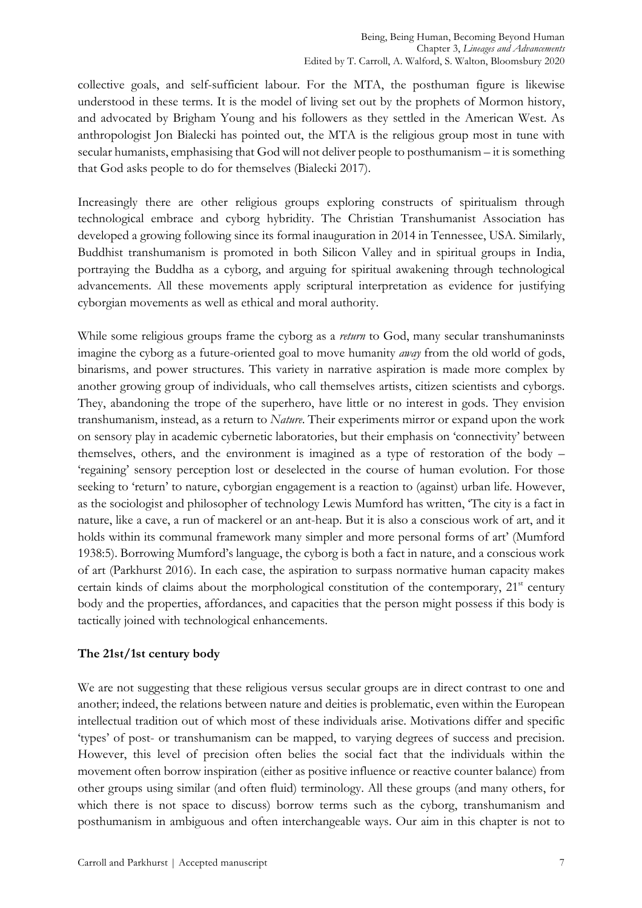collective goals, and self-sufficient labour. For the MTA, the posthuman figure is likewise understood in these terms. It is the model of living set out by the prophets of Mormon history, and advocated by Brigham Young and his followers as they settled in the American West. As anthropologist Jon Bialecki has pointed out, the MTA is the religious group most in tune with secular humanists, emphasising that God will not deliver people to posthumanism – it is something that God asks people to do for themselves (Bialecki 2017).

Increasingly there are other religious groups exploring constructs of spiritualism through technological embrace and cyborg hybridity. The Christian Transhumanist Association has developed a growing following since its formal inauguration in 2014 in Tennessee, USA. Similarly, Buddhist transhumanism is promoted in both Silicon Valley and in spiritual groups in India, portraying the Buddha as a cyborg, and arguing for spiritual awakening through technological advancements. All these movements apply scriptural interpretation as evidence for justifying cyborgian movements as well as ethical and moral authority.

While some religious groups frame the cyborg as a *return* to God, many secular transhumaninsts imagine the cyborg as a future-oriented goal to move humanity *away* from the old world of gods, binarisms, and power structures. This variety in narrative aspiration is made more complex by another growing group of individuals, who call themselves artists, citizen scientists and cyborgs. They, abandoning the trope of the superhero, have little or no interest in gods. They envision transhumanism, instead, as a return to *Nature*. Their experiments mirror or expand upon the work on sensory play in academic cybernetic laboratories, but their emphasis on 'connectivity' between themselves, others, and the environment is imagined as a type of restoration of the body – 'regaining' sensory perception lost or deselected in the course of human evolution. For those seeking to 'return' to nature, cyborgian engagement is a reaction to (against) urban life. However, as the sociologist and philosopher of technology Lewis Mumford has written, 'The city is a fact in nature, like a cave, a run of mackerel or an ant-heap. But it is also a conscious work of art, and it holds within its communal framework many simpler and more personal forms of art' (Mumford 1938:5). Borrowing Mumford's language, the cyborg is both a fact in nature, and a conscious work of art (Parkhurst 2016). In each case, the aspiration to surpass normative human capacity makes certain kinds of claims about the morphological constitution of the contemporary, 21st century body and the properties, affordances, and capacities that the person might possess if this body is tactically joined with technological enhancements.

**The 21st/1st century body**

We are not suggesting that these religious versus secular groups are in direct contrast to one and another; indeed, the relations between nature and deities is problematic, even within the European intellectual tradition out of which most of these individuals arise. Motivations differ and specific 'types' of post- or transhumanism can be mapped, to varying degrees of success and precision. However, this level of precision often belies the social fact that the individuals within the movement often borrow inspiration (either as positive influence or reactive counter balance) from other groups using similar (and often fluid) terminology. All these groups (and many others, for which there is not space to discuss) borrow terms such as the cyborg, transhumanism and posthumanism in ambiguous and often interchangeable ways. Our aim in this chapter is not to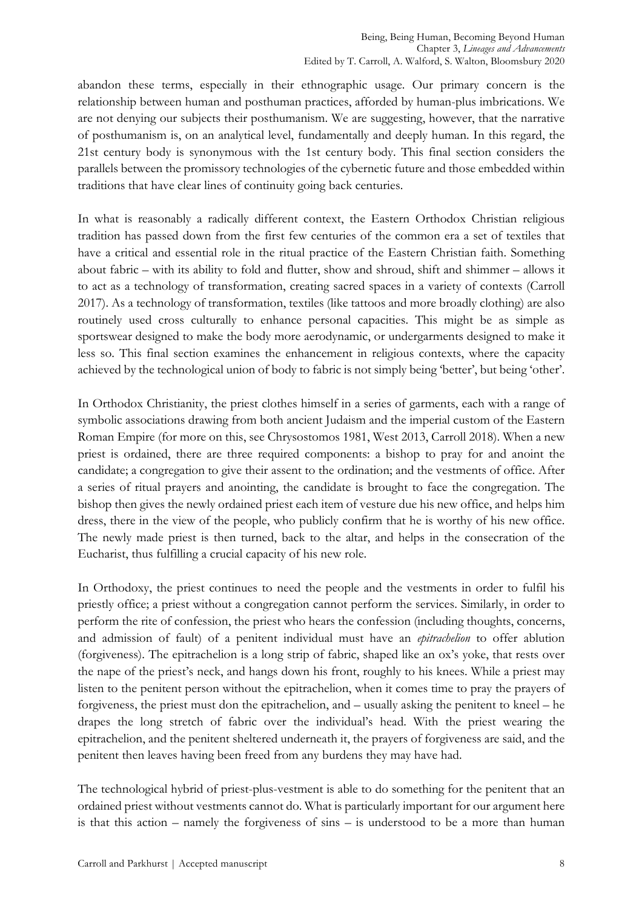abandon these terms, especially in their ethnographic usage. Our primary concern is the relationship between human and posthuman practices, afforded by human-plus imbrications. We are not denying our subjects their posthumanism. We are suggesting, however, that the narrative of posthumanism is, on an analytical level, fundamentally and deeply human. In this regard, the 21st century body is synonymous with the 1st century body. This final section considers the parallels between the promissory technologies of the cybernetic future and those embedded within traditions that have clear lines of continuity going back centuries.

In what is reasonably a radically different context, the Eastern Orthodox Christian religious tradition has passed down from the first few centuries of the common era a set of textiles that have a critical and essential role in the ritual practice of the Eastern Christian faith. Something about fabric – with its ability to fold and flutter, show and shroud, shift and shimmer – allows it to act as a technology of transformation, creating sacred spaces in a variety of contexts (Carroll 2017). As a technology of transformation, textiles (like tattoos and more broadly clothing) are also routinely used cross culturally to enhance personal capacities. This might be as simple as sportswear designed to make the body more aerodynamic, or undergarments designed to make it less so. This final section examines the enhancement in religious contexts, where the capacity achieved by the technological union of body to fabric is not simply being 'better', but being 'other'.

In Orthodox Christianity, the priest clothes himself in a series of garments, each with a range of symbolic associations drawing from both ancient Judaism and the imperial custom of the Eastern Roman Empire (for more on this, see Chrysostomos 1981, West 2013, Carroll 2018). When a new priest is ordained, there are three required components: a bishop to pray for and anoint the candidate; a congregation to give their assent to the ordination; and the vestments of office. After a series of ritual prayers and anointing, the candidate is brought to face the congregation. The bishop then gives the newly ordained priest each item of vesture due his new office, and helps him dress, there in the view of the people, who publicly confirm that he is worthy of his new office. The newly made priest is then turned, back to the altar, and helps in the consecration of the Eucharist, thus fulfilling a crucial capacity of his new role.

In Orthodoxy, the priest continues to need the people and the vestments in order to fulfil his priestly office; a priest without a congregation cannot perform the services. Similarly, in order to perform the rite of confession, the priest who hears the confession (including thoughts, concerns, and admission of fault) of a penitent individual must have an *epitrachelion* to offer ablution (forgiveness). The epitrachelion is a long strip of fabric, shaped like an ox's yoke, that rests over the nape of the priest's neck, and hangs down his front, roughly to his knees. While a priest may listen to the penitent person without the epitrachelion, when it comes time to pray the prayers of forgiveness, the priest must don the epitrachelion, and – usually asking the penitent to kneel – he drapes the long stretch of fabric over the individual's head. With the priest wearing the epitrachelion, and the penitent sheltered underneath it, the prayers of forgiveness are said, and the penitent then leaves having been freed from any burdens they may have had.

The technological hybrid of priest-plus-vestment is able to do something for the penitent that an ordained priest without vestments cannot do. What is particularly important for our argument here is that this action – namely the forgiveness of sins – is understood to be a more than human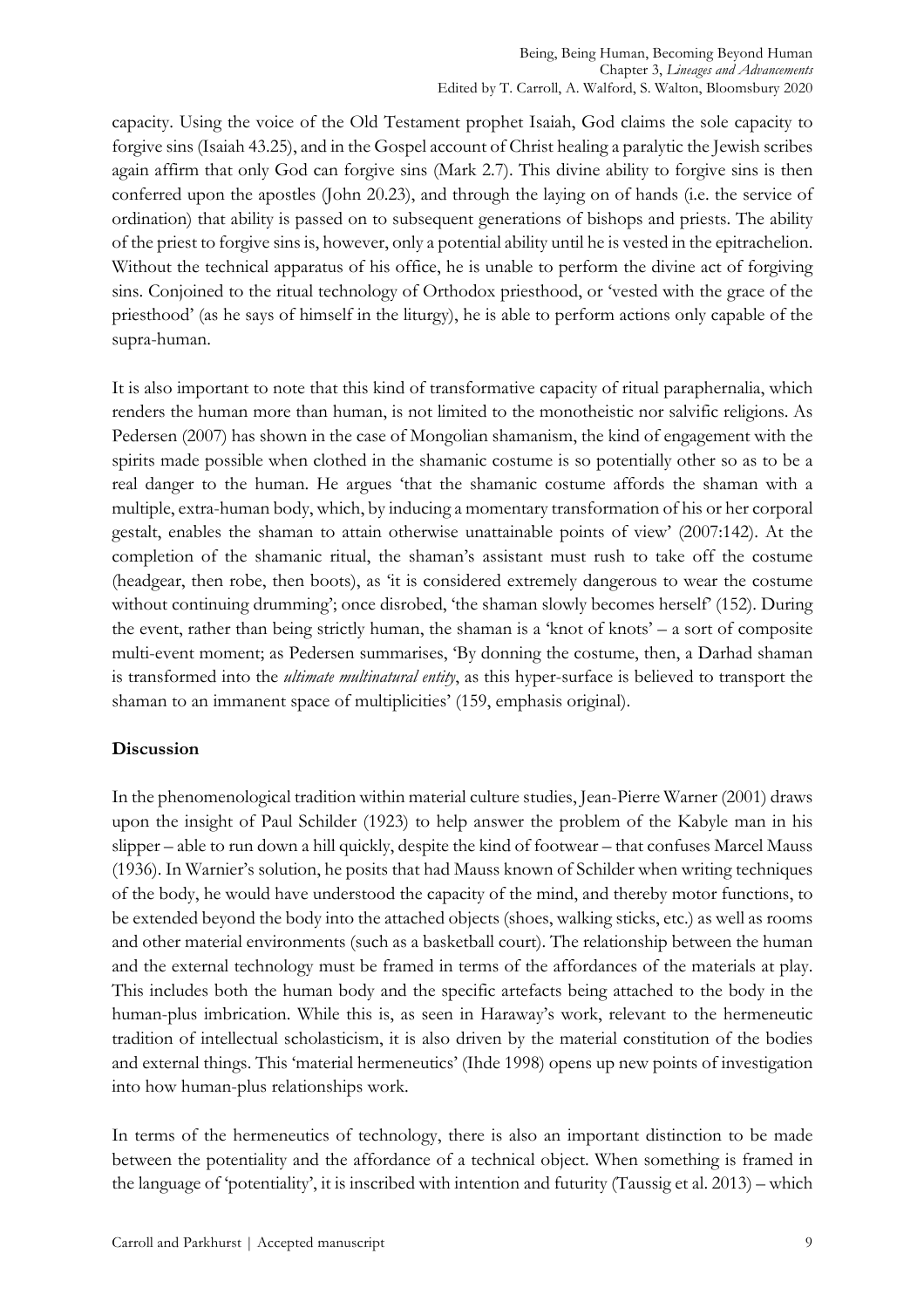capacity. Using the voice of the Old Testament prophet Isaiah, God claims the sole capacity to forgive sins (Isaiah 43.25), and in the Gospel account of Christ healing a paralytic the Jewish scribes again affirm that only God can forgive sins (Mark 2.7). This divine ability to forgive sins is then conferred upon the apostles (John 20.23), and through the laying on of hands (i.e. the service of ordination) that ability is passed on to subsequent generations of bishops and priests. The ability of the priest to forgive sins is, however, only a potential ability until he is vested in the epitrachelion. Without the technical apparatus of his office, he is unable to perform the divine act of forgiving sins. Conjoined to the ritual technology of Orthodox priesthood, or 'vested with the grace of the priesthood' (as he says of himself in the liturgy), he is able to perform actions only capable of the supra-human.

It is also important to note that this kind of transformative capacity of ritual paraphernalia, which renders the human more than human, is not limited to the monotheistic nor salvific religions. As Pedersen (2007) has shown in the case of Mongolian shamanism, the kind of engagement with the spirits made possible when clothed in the shamanic costume is so potentially other so as to be a real danger to the human. He argues 'that the shamanic costume affords the shaman with a multiple, extra-human body, which, by inducing a momentary transformation of his or her corporal gestalt, enables the shaman to attain otherwise unattainable points of view' (2007:142). At the completion of the shamanic ritual, the shaman's assistant must rush to take off the costume (headgear, then robe, then boots), as 'it is considered extremely dangerous to wear the costume without continuing drumming'; once disrobed, 'the shaman slowly becomes herself' (152). During the event, rather than being strictly human, the shaman is a 'knot of knots' – a sort of composite multi-event moment; as Pedersen summarises, 'By donning the costume, then, a Darhad shaman is transformed into the *ultimate multinatural entity*, as this hyper-surface is believed to transport the shaman to an immanent space of multiplicities' (159, emphasis original).

**Discussion**

In the phenomenological tradition within material culture studies, Jean-Pierre Warner (2001) draws upon the insight of Paul Schilder (1923) to help answer the problem of the Kabyle man in his slipper – able to run down a hill quickly, despite the kind of footwear – that confuses Marcel Mauss (1936). In Warnier's solution, he posits that had Mauss known of Schilder when writing techniques of the body, he would have understood the capacity of the mind, and thereby motor functions, to be extended beyond the body into the attached objects (shoes, walking sticks, etc.) as well as rooms and other material environments (such as a basketball court). The relationship between the human and the external technology must be framed in terms of the affordances of the materials at play. This includes both the human body and the specific artefacts being attached to the body in the human-plus imbrication. While this is, as seen in Haraway's work, relevant to the hermeneutic tradition of intellectual scholasticism, it is also driven by the material constitution of the bodies and external things. This 'material hermeneutics' (Ihde 1998) opens up new points of investigation into how human-plus relationships work.

In terms of the hermeneutics of technology, there is also an important distinction to be made between the potentiality and the affordance of a technical object. When something is framed in the language of 'potentiality', it is inscribed with intention and futurity (Taussig et al. 2013) – which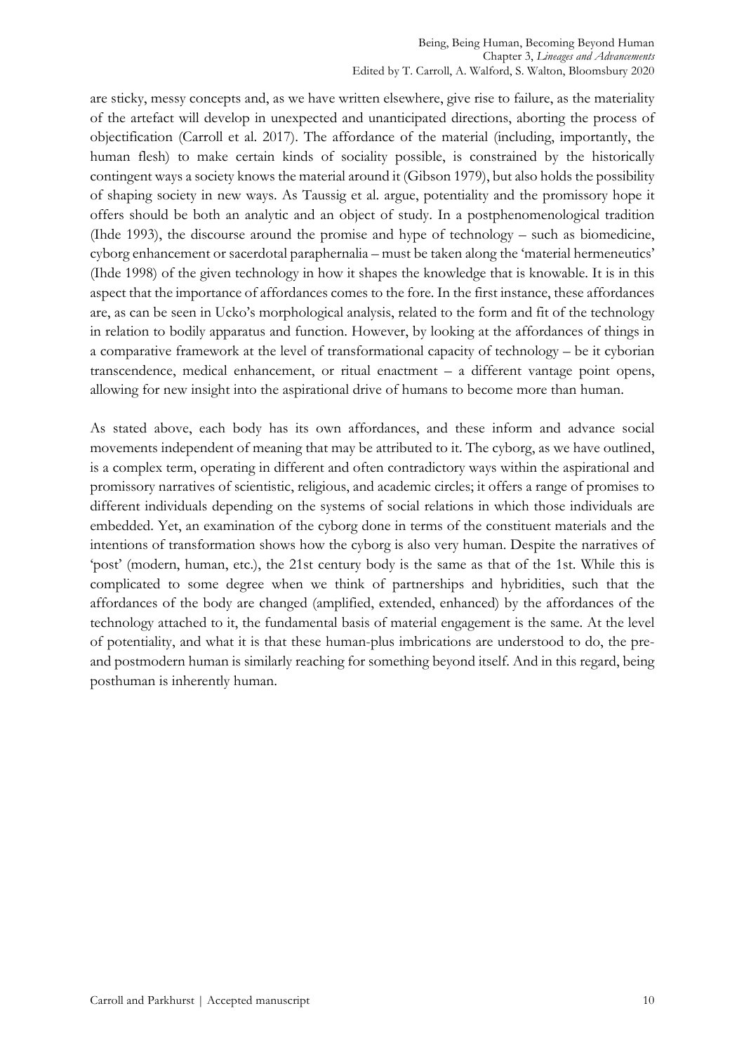are sticky, messy concepts and, as we have written elsewhere, give rise to failure, as the materiality of the artefact will develop in unexpected and unanticipated directions, aborting the process of objectification (Carroll et al. 2017). The affordance of the material (including, importantly, the human flesh) to make certain kinds of sociality possible, is constrained by the historically contingent ways a society knows the material around it (Gibson 1979), but also holds the possibility of shaping society in new ways. As Taussig et al. argue, potentiality and the promissory hope it offers should be both an analytic and an object of study. In a postphenomenological tradition (Ihde 1993), the discourse around the promise and hype of technology – such as biomedicine, cyborg enhancement or sacerdotal paraphernalia – must be taken along the 'material hermeneutics' (Ihde 1998) of the given technology in how it shapes the knowledge that is knowable. It is in this aspect that the importance of affordances comes to the fore. In the first instance, these affordances are, as can be seen in Ucko's morphological analysis, related to the form and fit of the technology in relation to bodily apparatus and function. However, by looking at the affordances of things in a comparative framework at the level of transformational capacity of technology – be it cyborian transcendence, medical enhancement, or ritual enactment – a different vantage point opens, allowing for new insight into the aspirational drive of humans to become more than human.

As stated above, each body has its own affordances, and these inform and advance social movements independent of meaning that may be attributed to it. The cyborg, as we have outlined, is a complex term, operating in different and often contradictory ways within the aspirational and promissory narratives of scientistic, religious, and academic circles; it offers a range of promises to different individuals depending on the systems of social relations in which those individuals are embedded. Yet, an examination of the cyborg done in terms of the constituent materials and the intentions of transformation shows how the cyborg is also very human. Despite the narratives of 'post' (modern, human, etc.), the 21st century body is the same as that of the 1st. While this is complicated to some degree when we think of partnerships and hybridities, such that the affordances of the body are changed (amplified, extended, enhanced) by the affordances of the technology attached to it, the fundamental basis of material engagement is the same. At the level of potentiality, and what it is that these human-plus imbrications are understood to do, the pre- and postmodern human is similarly reaching for something beyond itself. And in this regard, being posthuman is inherently human.